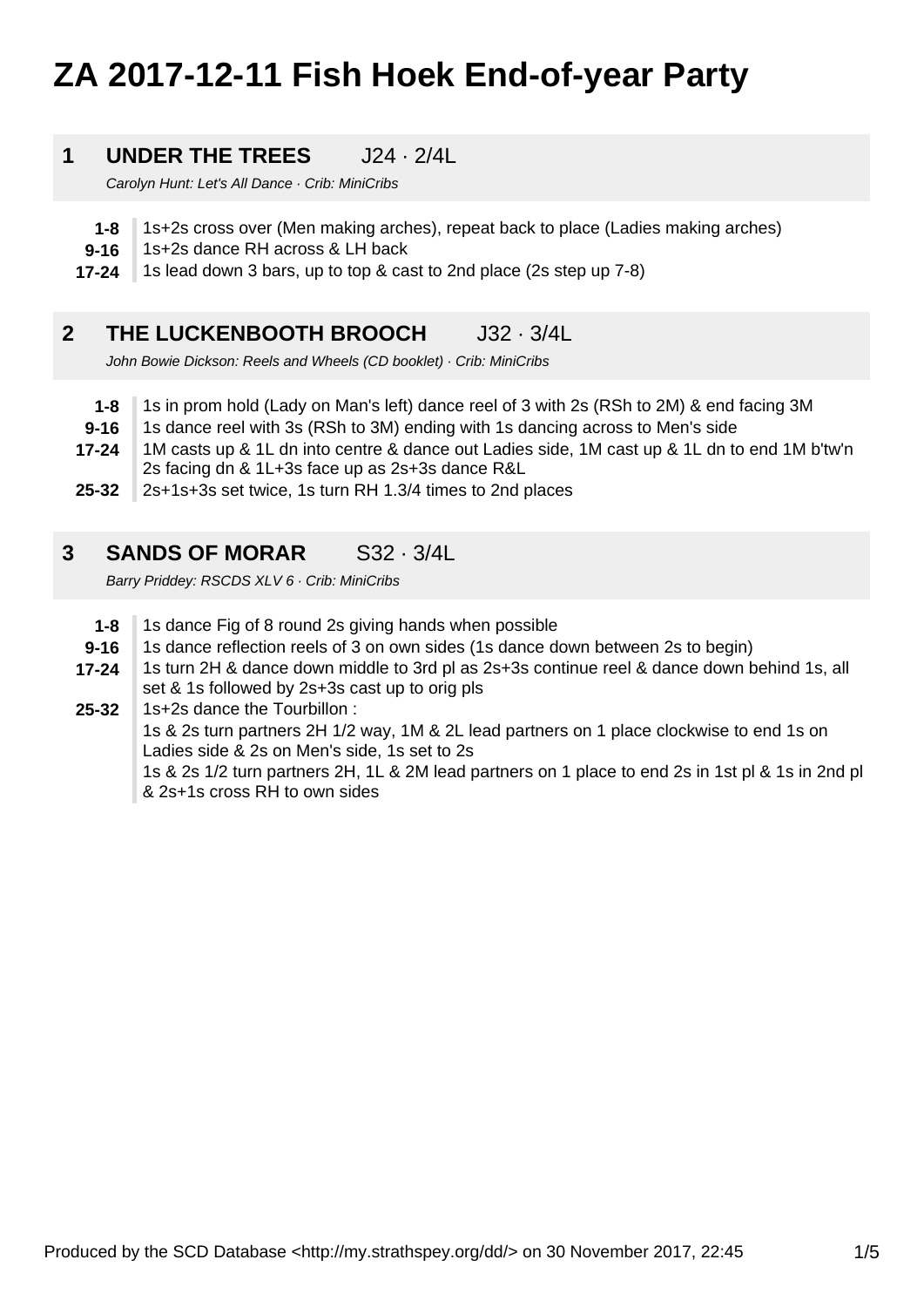# ZA 2017-12-11 Fish Hoek End-of-year Party

## 1 UNDER THE TREES J24 · 2/4L

*Carolyn Hunt: Let's All Dance · Crib: MiniCribs*

| | |
|---|---|
| **1-8** | 1s+2s cross over (Men making arches), repeat back to place (Ladies making arches) |
| **9-16** | 1s+2s dance RH across & LH back |
| **17-24** | 1s lead down 3 bars, up to top & cast to 2nd place (2s step up 7-8) |

## 2 THE LUCKENBOOTH BROOCH J32 · 3/4L

*John Bowie Dickson: Reels and Wheels (CD booklet) · Crib: MiniCribs*

| | |
|---|---|
| **1-8** | 1s in prom hold (Lady on Man's left) dance reel of 3 with 2s (RSh to 2M) & end facing 3M |
| **9-16** | 1s dance reel with 3s (RSh to 3M) ending with 1s dancing across to Men's side |
| **17-24** | 1M casts up & 1L dn into centre & dance out Ladies side, 1M cast up & 1L dn to end 1M b'tw'n 2s facing dn & 1L+3s face up as 2s+3s dance R&L |
| **25-32** | 2s+1s+3s set twice, 1s turn RH 1.3/4 times to 2nd places |

## 3 SANDS OF MORAR S32 · 3/4L

*Barry Priddey: RSCDS XLV 6 · Crib: MiniCribs*

| | |
|---|---|
| **1-8** | 1s dance Fig of 8 round 2s giving hands when possible |
| **9-16** | 1s dance reflection reels of 3 on own sides (1s dance down between 2s to begin) |
| **17-24** | 1s turn 2H & dance down middle to 3rd pl as 2s+3s continue reel & dance down behind 1s, all set & 1s followed by 2s+3s cast up to orig pls |
| **25-32** | 1s+2s dance the Tourbillon :<br>1s & 2s turn partners 2H 1/2 way, 1M & 2L lead partners on 1 place clockwise to end 1s on Ladies side & 2s on Men's side, 1s set to 2s<br>1s & 2s 1/2 turn partners 2H, 1L & 2M lead partners on 1 place to end 2s in 1st pl & 1s in 2nd pl & 2s+1s cross RH to own sides |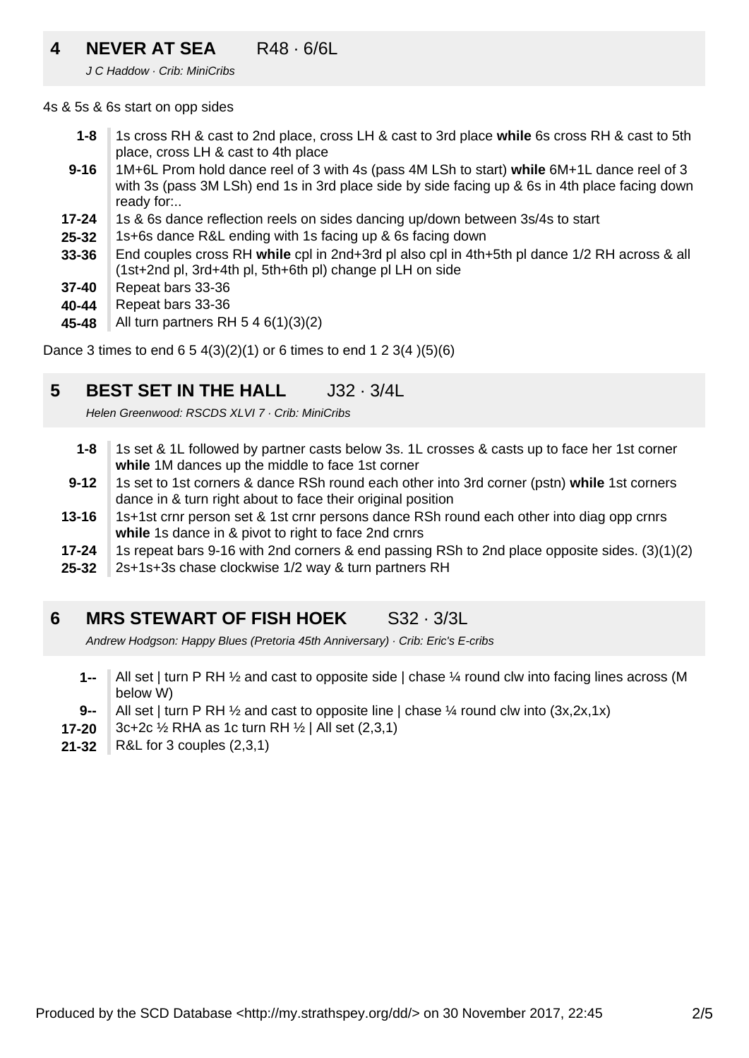## 4 NEVER AT SEA R48 · 6/6L

*J C Haddow · Crib: MiniCribs*

4s & 5s & 6s start on opp sides

| | |
|---|---|
| **1-8** | 1s cross RH & cast to 2nd place, cross LH & cast to 3rd place **while** 6s cross RH & cast to 5th place, cross LH & cast to 4th place |
| **9-16** | 1M+6L Prom hold dance reel of 3 with 4s (pass 4M LSh to start) **while** 6M+1L dance reel of 3 with 3s (pass 3M LSh) end 1s in 3rd place side by side facing up & 6s in 4th place facing down ready for:.. |
| **17-24** | 1s & 6s dance reflection reels on sides dancing up/down between 3s/4s to start |
| **25-32** | 1s+6s dance R&L ending with 1s facing up & 6s facing down |
| **33-36** | End couples cross RH **while** cpl in 2nd+3rd pl also cpl in 4th+5th pl dance 1/2 RH across & all (1st+2nd pl, 3rd+4th pl, 5th+6th pl) change pl LH on side |
| **37-40** | Repeat bars 33-36 |
| **40-44** | Repeat bars 33-36 |
| **45-48** | All turn partners RH 5 4 6(1)(3)(2) |

Dance 3 times to end 6 5 4(3)(2)(1) or 6 times to end 1 2 3(4 )(5)(6)

## 5 BEST SET IN THE HALL J32 · 3/4L

*Helen Greenwood: RSCDS XLVI 7 · Crib: MiniCribs*

| | |
|---|---|
| **1-8** | 1s set & 1L followed by partner casts below 3s. 1L crosses & casts up to face her 1st corner **while** 1M dances up the middle to face 1st corner |
| **9-12** | 1s set to 1st corners & dance RSh round each other into 3rd corner (pstn) **while** 1st corners dance in & turn right about to face their original position |
| **13-16** | 1s+1st crnr person set & 1st crnr persons dance RSh round each other into diag opp crnrs **while** 1s dance in & pivot to right to face 2nd crnrs |
| **17-24** | 1s repeat bars 9-16 with 2nd corners & end passing RSh to 2nd place opposite sides. (3)(1)(2) |
| **25-32** | 2s+1s+3s chase clockwise 1/2 way & turn partners RH |

## 6 MRS STEWART OF FISH HOEK S32 · 3/3L

*Andrew Hodgson: Happy Blues (Pretoria 45th Anniversary) · Crib: Eric's E-cribs*

| | |
|---|---|
| **1--** | All set \| turn P RH ½ and cast to opposite side \| chase ¼ round clw into facing lines across (M below W) |
| **9--** | All set \| turn P RH ½ and cast to opposite line \| chase ¼ round clw into (3x,2x,1x) |
| **17-20** | 3c+2c ½ RHA as 1c turn RH ½ \| All set (2,3,1) |
| **21-32** | R&L for 3 couples (2,3,1) |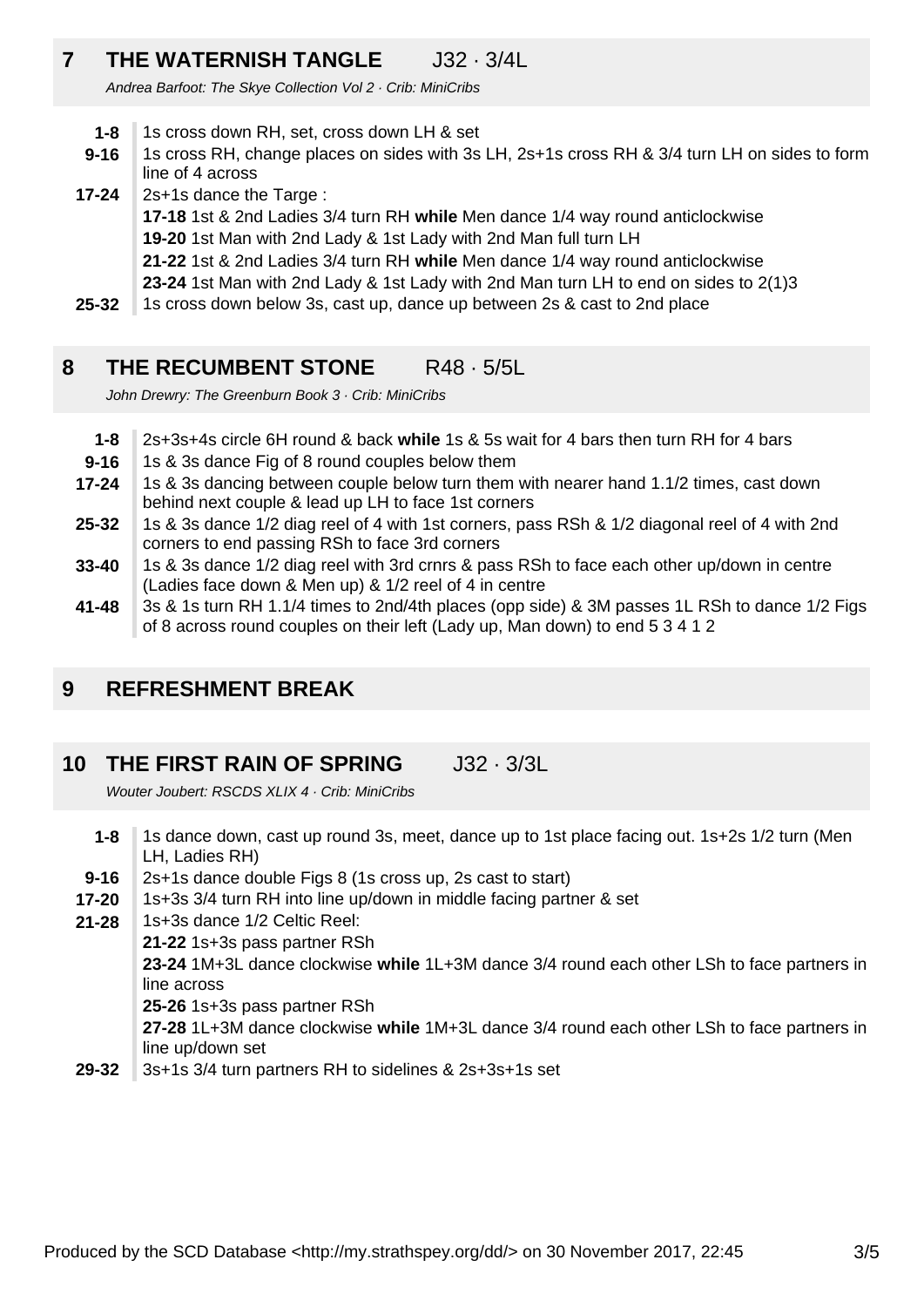## 7 THE WATERNISH TANGLE J32 · 3/4L

*Andrea Barfoot: The Skye Collection Vol 2 · Crib: MiniCribs*

| | |
|---|---|
| **1-8** | 1s cross down RH, set, cross down LH & set |
| **9-16** | 1s cross RH, change places on sides with 3s LH, 2s+1s cross RH & 3/4 turn LH on sides to form line of 4 across |
| **17-24** | 2s+1s dance the Targe :<br>**17-18** 1st & 2nd Ladies 3/4 turn RH **while** Men dance 1/4 way round anticlockwise<br>**19-20** 1st Man with 2nd Lady & 1st Lady with 2nd Man full turn LH<br>**21-22** 1st & 2nd Ladies 3/4 turn RH **while** Men dance 1/4 way round anticlockwise<br>**23-24** 1st Man with 2nd Lady & 1st Lady with 2nd Man turn LH to end on sides to 2(1)3 |
| **25-32** | 1s cross down below 3s, cast up, dance up between 2s & cast to 2nd place |

## 8 THE RECUMBENT STONE R48 · 5/5L

*John Drewry: The Greenburn Book 3 · Crib: MiniCribs*

| | |
|---|---|
| **1-8** | 2s+3s+4s circle 6H round & back **while** 1s & 5s wait for 4 bars then turn RH for 4 bars |
| **9-16** | 1s & 3s dance Fig of 8 round couples below them |
| **17-24** | 1s & 3s dancing between couple below turn them with nearer hand 1.1/2 times, cast down behind next couple & lead up LH to face 1st corners |
| **25-32** | 1s & 3s dance 1/2 diag reel of 4 with 1st corners, pass RSh & 1/2 diagonal reel of 4 with 2nd corners to end passing RSh to face 3rd corners |
| **33-40** | 1s & 3s dance 1/2 diag reel with 3rd crnrs & pass RSh to face each other up/down in centre (Ladies face down & Men up) & 1/2 reel of 4 in centre |
| **41-48** | 3s & 1s turn RH 1.1/4 times to 2nd/4th places (opp side) & 3M passes 1L RSh to dance 1/2 Figs of 8 across round couples on their left (Lady up, Man down) to end 5 3 4 1 2 |

## 9 REFRESHMENT BREAK

## 10 THE FIRST RAIN OF SPRING J32 · 3/3L

*Wouter Joubert: RSCDS XLIX 4 · Crib: MiniCribs*

| | |
|---|---|
| **1-8** | 1s dance down, cast up round 3s, meet, dance up to 1st place facing out. 1s+2s 1/2 turn (Men LH, Ladies RH) |
| **9-16** | 2s+1s dance double Figs 8 (1s cross up, 2s cast to start) |
| **17-20** | 1s+3s 3/4 turn RH into line up/down in middle facing partner & set |
| **21-28** | 1s+3s dance 1/2 Celtic Reel:<br>**21-22** 1s+3s pass partner RSh<br>**23-24** 1M+3L dance clockwise **while** 1L+3M dance 3/4 round each other LSh to face partners in line across<br>**25-26** 1s+3s pass partner RSh<br>**27-28** 1L+3M dance clockwise **while** 1M+3L dance 3/4 round each other LSh to face partners in line up/down set |
| **29-32** | 3s+1s 3/4 turn partners RH to sidelines & 2s+3s+1s set |

Produced by the SCD Database <http://my.strathspey.org/dd/> on 30 November 2017, 22:45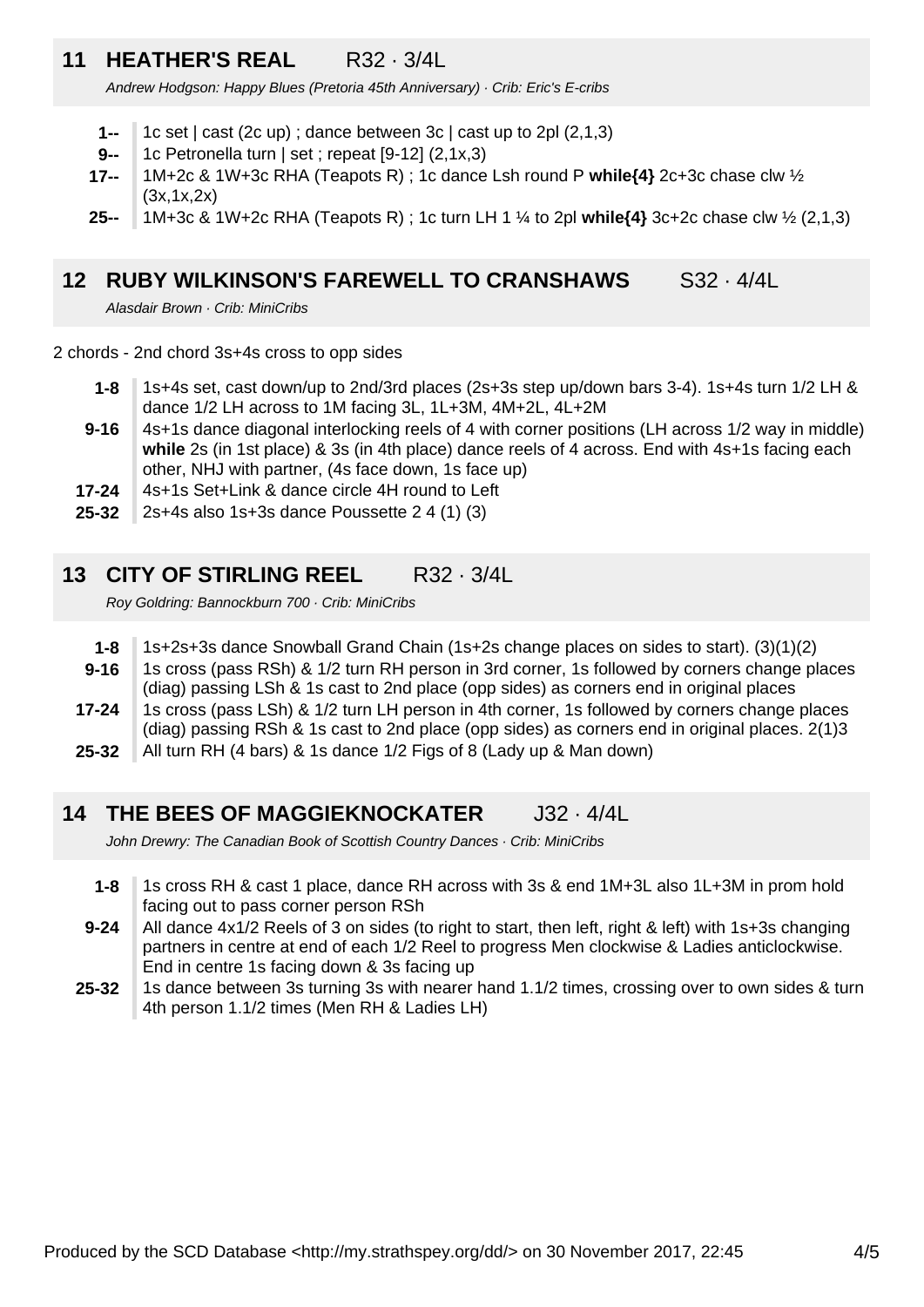## 11 HEATHER'S REAL R32 · 3/4L

*Andrew Hodgson: Happy Blues (Pretoria 45th Anniversary) · Crib: Eric's E-cribs*

- **1--** 1c set | cast (2c up) ; dance between 3c | cast up to 2pl (2,1,3)
- **9--** 1c Petronella turn | set ; repeat [9-12] (2,1x,3)
- **17--** 1M+2c & 1W+3c RHA (Teapots R) ; 1c dance Lsh round P **while{4}** 2c+3c chase clw ½ (3x,1x,2x)
- **25--** 1M+3c & 1W+2c RHA (Teapots R) ; 1c turn LH 1 ¼ to 2pl **while{4}** 3c+2c chase clw ½ (2,1,3)

## 12 RUBY WILKINSON'S FAREWELL TO CRANSHAWS S32 · 4/4L

*Alasdair Brown · Crib: MiniCribs*

2 chords - 2nd chord 3s+4s cross to opp sides

- **1-8** 1s+4s set, cast down/up to 2nd/3rd places (2s+3s step up/down bars 3-4). 1s+4s turn 1/2 LH & dance 1/2 LH across to 1M facing 3L, 1L+3M, 4M+2L, 4L+2M
- **9-16** 4s+1s dance diagonal interlocking reels of 4 with corner positions (LH across 1/2 way in middle) **while** 2s (in 1st place) & 3s (in 4th place) dance reels of 4 across. End with 4s+1s facing each other, NHJ with partner, (4s face down, 1s face up)
- **17-24** 4s+1s Set+Link & dance circle 4H round to Left
- **25-32** 2s+4s also 1s+3s dance Poussette 2 4 (1) (3)

## 13 CITY OF STIRLING REEL R32 · 3/4L

*Roy Goldring: Bannockburn 700 · Crib: MiniCribs*

- **1-8** 1s+2s+3s dance Snowball Grand Chain (1s+2s change places on sides to start). (3)(1)(2)
- **9-16** 1s cross (pass RSh) & 1/2 turn RH person in 3rd corner, 1s followed by corners change places (diag) passing LSh & 1s cast to 2nd place (opp sides) as corners end in original places
- **17-24** 1s cross (pass LSh) & 1/2 turn LH person in 4th corner, 1s followed by corners change places (diag) passing RSh & 1s cast to 2nd place (opp sides) as corners end in original places. 2(1)3
- **25-32** All turn RH (4 bars) & 1s dance 1/2 Figs of 8 (Lady up & Man down)

## 14 THE BEES OF MAGGIEKNOCKATER J32 · 4/4L

*John Drewry: The Canadian Book of Scottish Country Dances · Crib: MiniCribs*

- **1-8** 1s cross RH & cast 1 place, dance RH across with 3s & end 1M+3L also 1L+3M in prom hold facing out to pass corner person RSh
- **9-24** All dance 4x1/2 Reels of 3 on sides (to right to start, then left, right & left) with 1s+3s changing partners in centre at end of each 1/2 Reel to progress Men clockwise & Ladies anticlockwise. End in centre 1s facing down & 3s facing up
- **25-32** 1s dance between 3s turning 3s with nearer hand 1.1/2 times, crossing over to own sides & turn 4th person 1.1/2 times (Men RH & Ladies LH)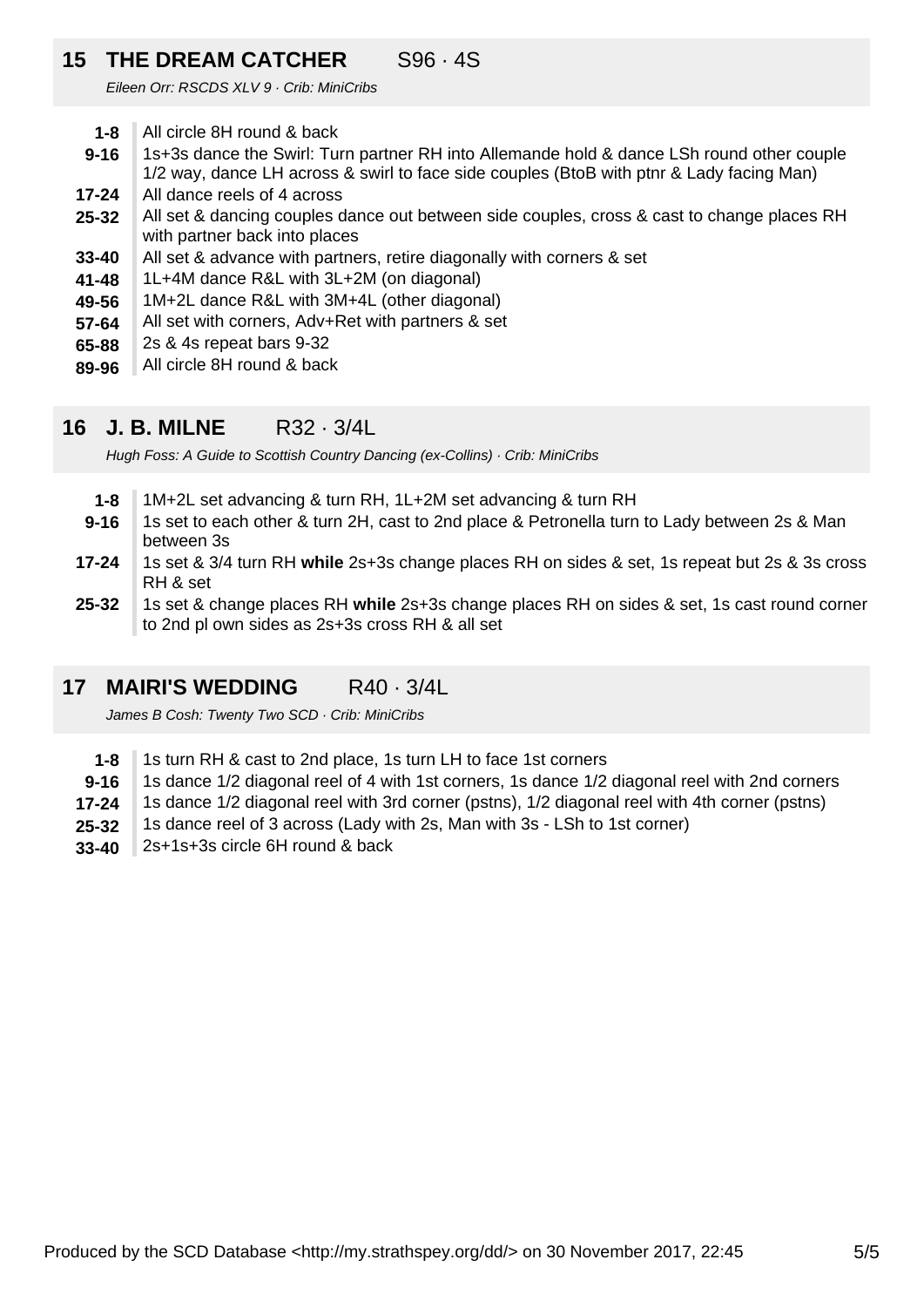## 15 THE DREAM CATCHER S96 · 4S

*Eileen Orr: RSCDS XLV 9 · Crib: MiniCribs*

| | |
|---|---|
| **1-8** | All circle 8H round & back |
| **9-16** | 1s+3s dance the Swirl: Turn partner RH into Allemande hold & dance LSh round other couple 1/2 way, dance LH across & swirl to face side couples (BtoB with ptnr & Lady facing Man) |
| **17-24** | All dance reels of 4 across |
| **25-32** | All set & dancing couples dance out between side couples, cross & cast to change places RH with partner back into places |
| **33-40** | All set & advance with partners, retire diagonally with corners & set |
| **41-48** | 1L+4M dance R&L with 3L+2M (on diagonal) |
| **49-56** | 1M+2L dance R&L with 3M+4L (other diagonal) |
| **57-64** | All set with corners, Adv+Ret with partners & set |
| **65-88** | 2s & 4s repeat bars 9-32 |
| **89-96** | All circle 8H round & back |

## 16 J. B. MILNE R32 · 3/4L

*Hugh Foss: A Guide to Scottish Country Dancing (ex-Collins) · Crib: MiniCribs*

| | |
|---|---|
| **1-8** | 1M+2L set advancing & turn RH, 1L+2M set advancing & turn RH |
| **9-16** | 1s set to each other & turn 2H, cast to 2nd place & Petronella turn to Lady between 2s & Man between 3s |
| **17-24** | 1s set & 3/4 turn RH **while** 2s+3s change places RH on sides & set, 1s repeat but 2s & 3s cross RH & set |
| **25-32** | 1s set & change places RH **while** 2s+3s change places RH on sides & set, 1s cast round corner to 2nd pl own sides as 2s+3s cross RH & all set |

## 17 MAIRI'S WEDDING R40 · 3/4L

*James B Cosh: Twenty Two SCD · Crib: MiniCribs*

| | |
|---|---|
| **1-8** | 1s turn RH & cast to 2nd place, 1s turn LH to face 1st corners |
| **9-16** | 1s dance 1/2 diagonal reel of 4 with 1st corners, 1s dance 1/2 diagonal reel with 2nd corners |
| **17-24** | 1s dance 1/2 diagonal reel with 3rd corner (pstns), 1/2 diagonal reel with 4th corner (pstns) |
| **25-32** | 1s dance reel of 3 across (Lady with 2s, Man with 3s - LSh to 1st corner) |
| **33-40** | 2s+1s+3s circle 6H round & back |

Produced by the SCD Database <http://my.strathspey.org/dd/> on 30 November 2017, 22:45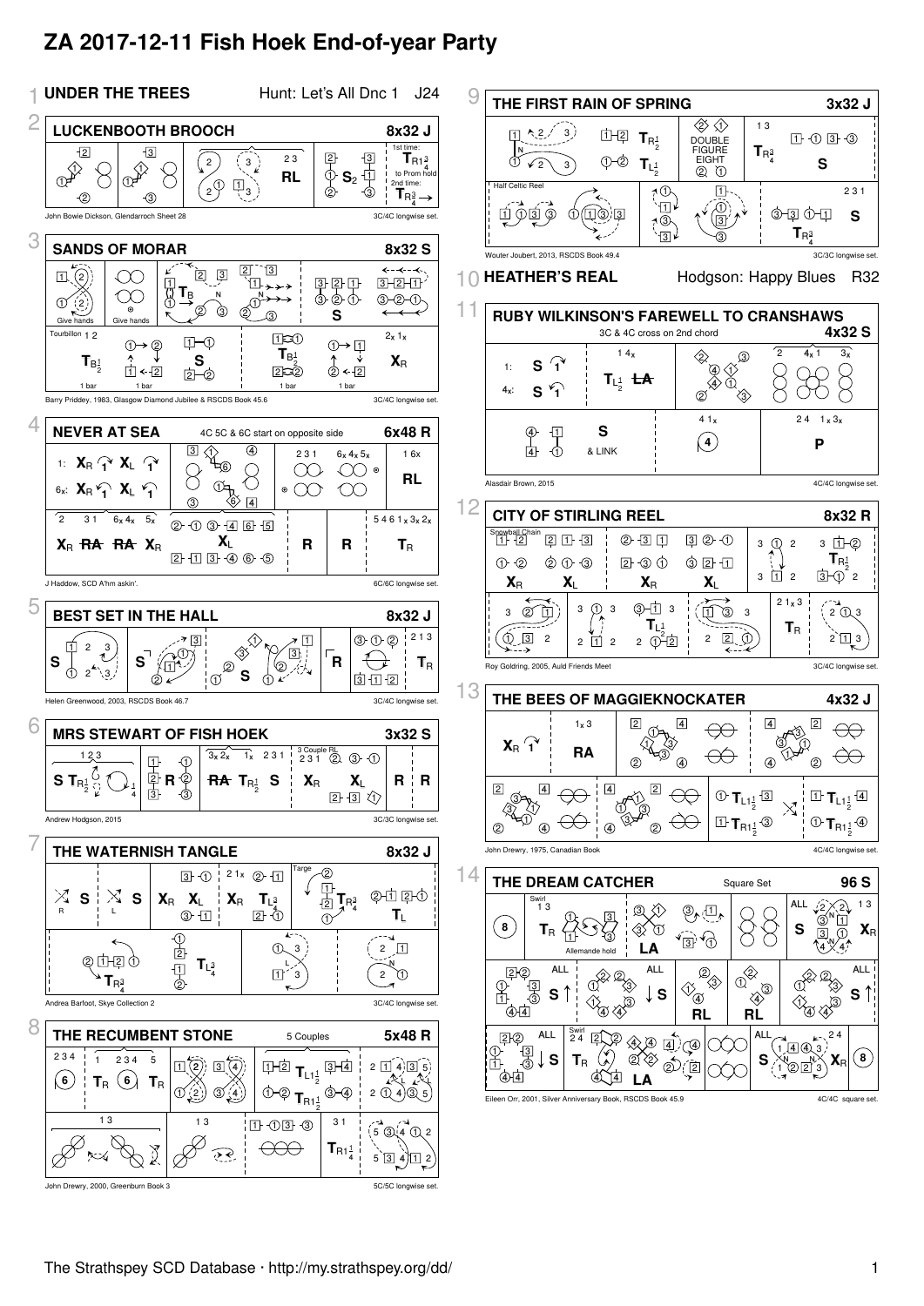# ZA 2017-12-11 Fish Hoek End-of-year Party

## 1 UNDER THE TREES
Hunt: Let's All Dnc 1 J24

## 2 LUCKENBOOTH BROOCH
8x32 J

RL | $S_2$ | 1st time: $T_{R1\frac{3}{4}}$ to Prom hold; 2nd time: $T_{R\frac{3}{4}}$

John Bowie Dickson, Glendarroch Sheet 28 — 3C/4C longwise set.

## 3 SANDS OF MORAR
8x32 S

Give hands | Give hands | $T_B$ | S

Tourbillon 1 2 | $T_{B\frac{1}{2}}$ | S | $T_{B\frac{1}{2}}$ | $X_R$

1 bar | 1 bar | 1 bar | 1 bar

Barry Priddey, 1983, Glasgow Diamond Jubilee & RSCDS Book 45.6 — 3C/4C longwise set.

## 4 NEVER AT SEA
4C 5C & 6C start on opposite side — 6x48 R

1: $X_R$ $X_L$ — 6x: $X_R$ $X_L$ | RL

$X_R$ ~~RA~~ ~~RA~~ $X_R$ | $X_L$ | R | R | $T_R$

J Haddow, SCD A'hm askin'. — 6C/6C longwise set.

## 5 BEST SET IN THE HALL
8x32 J

S | S | S | R | $T_R$

Helen Greenwood, 2003, RSCDS Book 46.7 — 3C/4C longwise set.

## 6 MRS STEWART OF FISH HOEK
3x32 S

S $T_{R\frac{1}{2}}$ | R | ~~RA~~ $T_{R\frac{1}{2}}$ S | 3 Couple RL | $X_R$ | $X_L$ | R | R

Andrew Hodgson, 2015 — 3C/3C longwise set.

## 7 THE WATERNISH TANGLE
8x32 J

S (R) | S (L) | $X_R$ $X_L$ | $X_R$ $T_{L\frac{3}{4}}$ | Targe $T_{R\frac{3}{4}}$ | $T_L$

$T_{R\frac{3}{4}}$ | $T_{L\frac{3}{4}}$

Andrea Barfoot, Skye Collection 2 — 3C/4C longwise set.

## 8 THE RECUMBENT STONE
5 Couples — 5x48 R

$T_R$ | $T_R$ | $T_{L1\frac{1}{2}}$ | $T_{R1\frac{1}{2}}$

$T_{R1\frac{1}{4}}$

John Drewry, 2000, Greenburn Book 3 — 5C/5C longwise set.

## 9 THE FIRST RAIN OF SPRING
3x32 J

$T_{R\frac{1}{2}}$ | $T_{L\frac{1}{2}}$ | DOUBLE FIGURE EIGHT | $T_{R\frac{3}{4}}$ | S

Half Celtic Reel | $T_{R\frac{3}{4}}$ | S

Wouter Joubert, 2013, RSCDS Book 49.4 — 3C/3C longwise set.

## 10 HEATHER'S REAL
Hodgson: Happy Blues R32

## 11 RUBY WILKINSON'S FAREWELL TO CRANSHAWS
3C & 4C cross on 2nd chord — 4x32 S

1: S — 4x: S | $T_{L\frac{1}{2}}$ ~~LA~~

S & LINK | P

Alasdair Brown, 2015 — 4C/4C longwise set.

## 12 CITY OF STIRLING REEL
8x32 R

Snowball Chain | $X_R$ | $X_L$ | $X_R$ | $X_L$ | $T_{R\frac{1}{2}}$

$T_{L\frac{1}{2}}$ | $T_R$

Roy Goldring, 2005, Auld Friends Meet — 3C/4C longwise set.

## 13 THE BEES OF MAGGIEKNOCKATER
4x32 J

$X_R$ | RA

$T_{L1\frac{1}{2}}$ | $T_{R1\frac{1}{2}}$ | $T_{L1\frac{1}{2}}$ | $T_{R1\frac{1}{2}}$

John Drewry, 1975, Canadian Book — 4C/4C longwise set.

## 14 THE DREAM CATCHER
Square Set — 96 S

Swirl 1 3 $T_R$ Allemande hold | LA | ALL S | $X_R$

ALL S | ALL S | RL | RL | ALL S

ALL S | Swirl 2 4 $T_R$ | LA | ALL S | $X_R$

Eileen Orr, 2001, Silver Anniversary Book, RSCDS Book 45.9 — 4C/4C square set.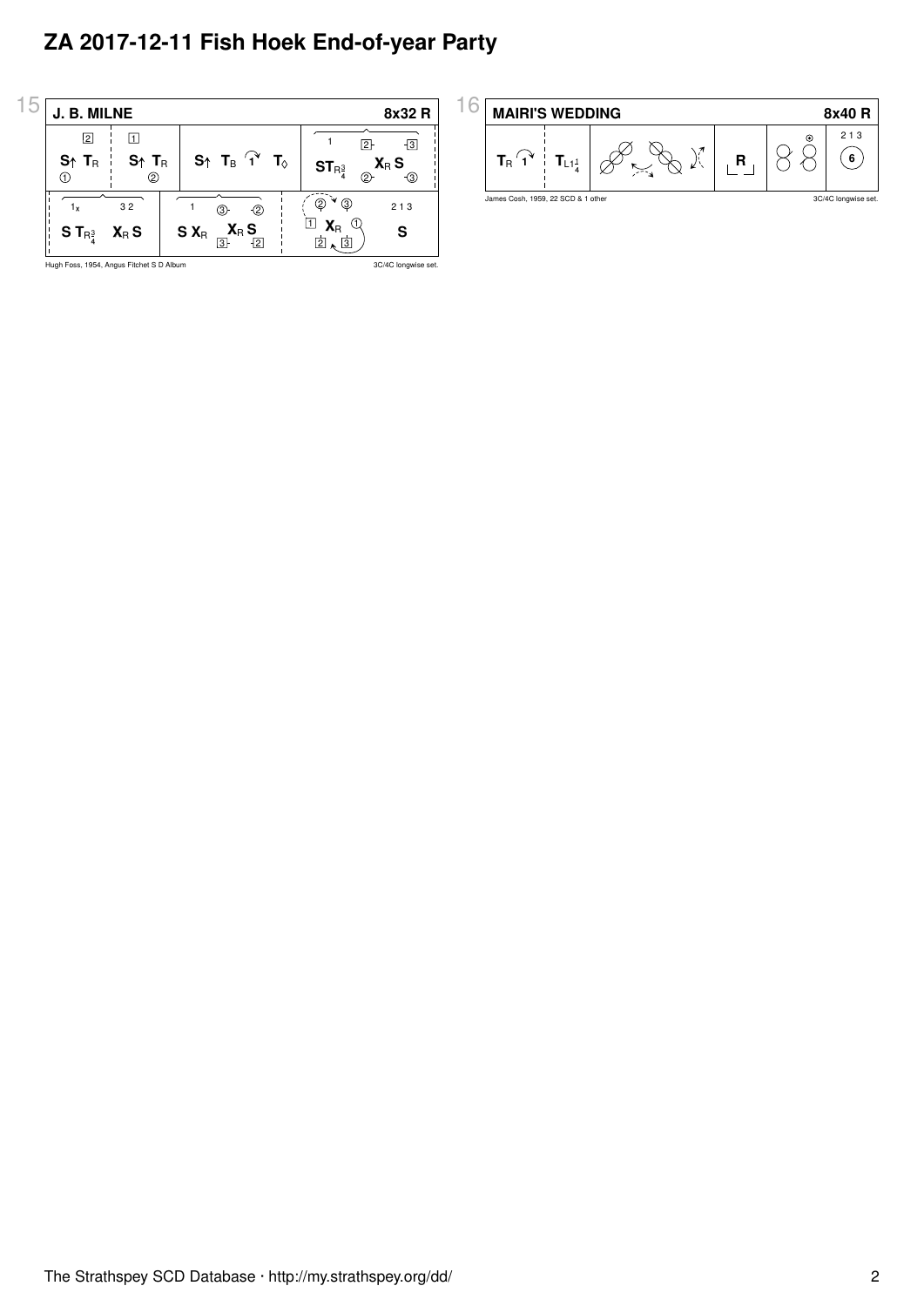# ZA 2017-12-11 Fish Hoek End-of-year Party

## 15 J. B. MILNE — 8x32 R

| | | | | | |
|---|---|---|---|---|---|
| 2 S↑ T$_R$ ① | 1 S↑ T$_R$ ② | S↑ T$_B$ 1 T$_◊$ | | 1 ST$_{R\frac{3}{4}}$ | 2 3 X$_R$ S ② ③ |
| 1$_x$ S T$_{R\frac{3}{4}}$ | 3 2 X$_R$ S | 1 S X$_R$ | ③ ② X$_R$ S 3 2 | ② ③ 1 X$_R$ ① 2 3 | 2 1 3 S |

Hugh Foss, 1954, Angus Fitchet S D Album — 3C/4C longwise set.

## 16 MAIRI'S WEDDING — 8x40 R

| | | | | | |
|---|---|---|---|---|---|
| T$_R$ 1 | T$_{L1\frac{1}{4}}$ | | R | | 2 1 3 6 |

James Cosh, 1959, 22 SCD & 1 other — 3C/4C longwise set.